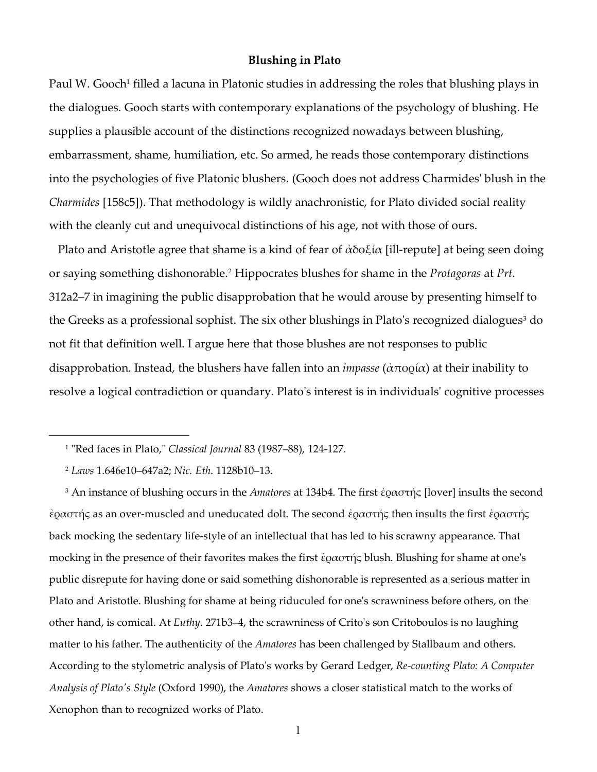# Blushing in Plato

Paul W. Gooch[1] filled a lacuna in Platonic studies in addressing the roles that blushing plays in the dialogues. Gooch starts with contemporary explanations of the psychology of blushing. He supplies a plausible account of the distinctions recognized nowadays between blushing, embarrassment, shame, humiliation, etc. So armed, he reads those contemporary distinctions into the psychologies of five Platonic blushers. (Gooch does not address Charmides' blush in the *Charmides* [158c5]). That methodology is wildly anachronistic, for Plato divided social reality with the cleanly cut and unequivocal distinctions of his age, not with those of ours.

Plato and Aristotle agree that shame is a kind of fear of ἀδοξία [ill-repute] at being seen doing or saying something dishonorable.[2] Hippocrates blushes for shame in the *Protagoras* at *Prt.* 312a2–7 in imagining the public disapprobation that he would arouse by presenting himself to the Greeks as a professional sophist. The six other blushings in Plato's recognized dialogues[3] do not fit that definition well. I argue here that those blushes are not responses to public disapprobation. Instead, the blushers have fallen into an *impasse* (ἀπορία) at their inability to resolve a logical contradiction or quandary. Plato's interest is in individuals' cognitive processes

---

[1] "Red faces in Plato," *Classical Journal* 83 (1987–88), 124-127.

[2] *Laws* 1.646e10–647a2; *Nic. Eth.* 1128b10–13.

[3] An instance of blushing occurs in the *Amatores* at 134b4. The first ἐραστής [lover] insults the second ἐραστής as an over-muscled and uneducated dolt. The second ἐραστής then insults the first ἐραστής back mocking the sedentary life-style of an intellectual that has led to his scrawny appearance. That mocking in the presence of their favorites makes the first ἐραστής blush. Blushing for shame at one's public disrepute for having done or said something dishonorable is represented as a serious matter in Plato and Aristotle. Blushing for shame at being riduculed for one's scrawniness before others, on the other hand, is comical. At *Euthy.* 271b3–4, the scrawniness of Crito's son Critoboulos is no laughing matter to his father. The authenticity of the *Amatores* has been challenged by Stallbaum and others. According to the stylometric analysis of Plato's works by Gerard Ledger, *Re-counting Plato: A Computer Analysis of Plato's Style* (Oxford 1990), the *Amatores* shows a closer statistical match to the works of Xenophon than to recognized works of Plato.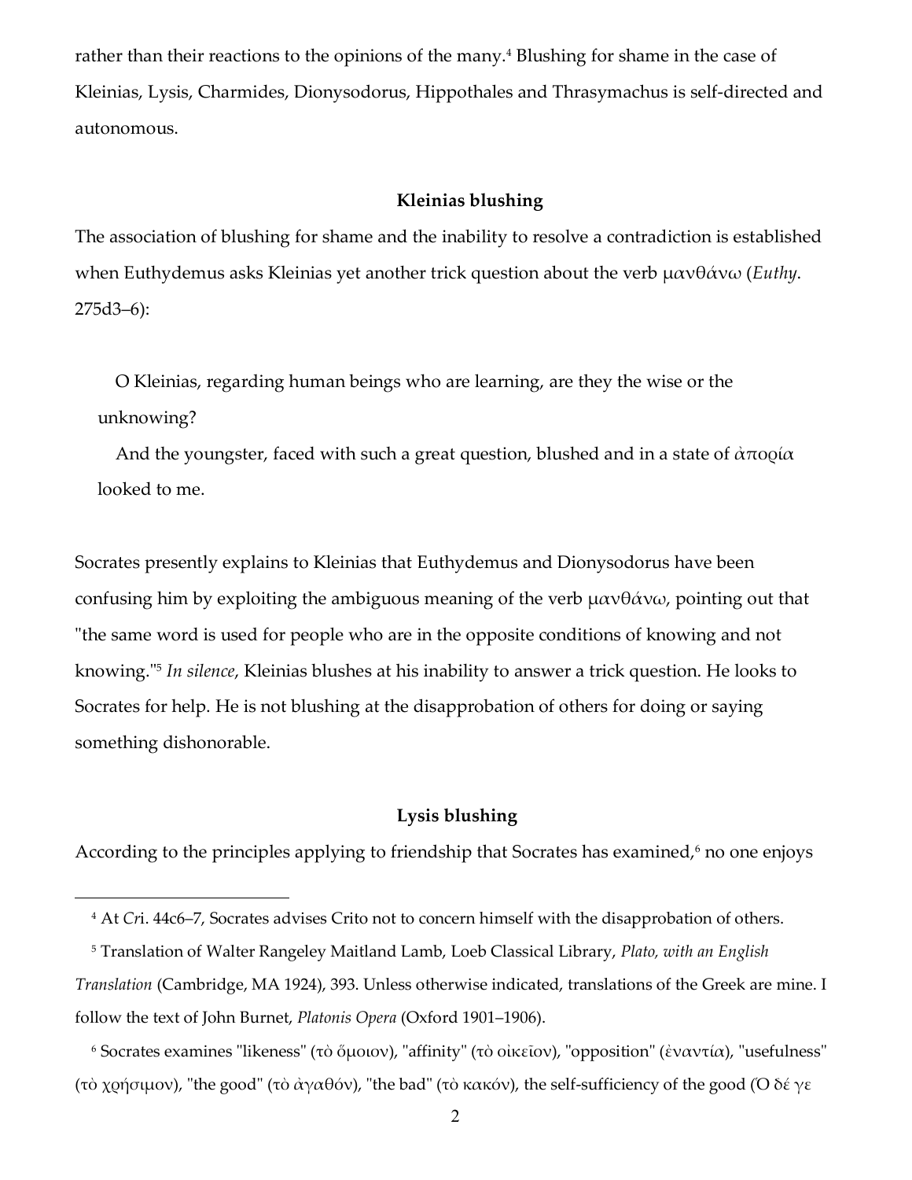rather than their reactions to the opinions of the many.[4] Blushing for shame in the case of Kleinias, Lysis, Charmides, Dionysodorus, Hippothales and Thrasymachus is self-directed and autonomous.

### Kleinias blushing

The association of blushing for shame and the inability to resolve a contradiction is established when Euthydemus asks Kleinias yet another trick question about the verb μανθάνω (*Euthy*. 275d3–6):

> O Kleinias, regarding human beings who are learning, are they the wise or the unknowing?
>
> And the youngster, faced with such a great question, blushed and in a state of ἀπορία looked to me.

Socrates presently explains to Kleinias that Euthydemus and Dionysodorus have been confusing him by exploiting the ambiguous meaning of the verb μανθάνω, pointing out that "the same word is used for people who are in the opposite conditions of knowing and not knowing."[5] *In silence*, Kleinias blushes at his inability to answer a trick question. He looks to Socrates for help. He is not blushing at the disapprobation of others for doing or saying something dishonorable.

### Lysis blushing

According to the principles applying to friendship that Socrates has examined,[6] no one enjoys

---

[4] At *Cri*. 44c6–7, Socrates advises Crito not to concern himself with the disapprobation of others.

[5] Translation of Walter Rangeley Maitland Lamb, Loeb Classical Library, *Plato, with an English Translation* (Cambridge, MA 1924), 393. Unless otherwise indicated, translations of the Greek are mine. I follow the text of John Burnet, *Platonis Opera* (Oxford 1901–1906).

[6] Socrates examines "likeness" (τὸ ὅμοιον), "affinity" (τὸ οἰκεῖον), "opposition" (ἐναντία), "usefulness" (τὸ χρήσιμον), "the good" (τὸ ἀγαθόν), "the bad" (τὸ κακόν), the self-sufficiency of the good (Ὁ δέ γε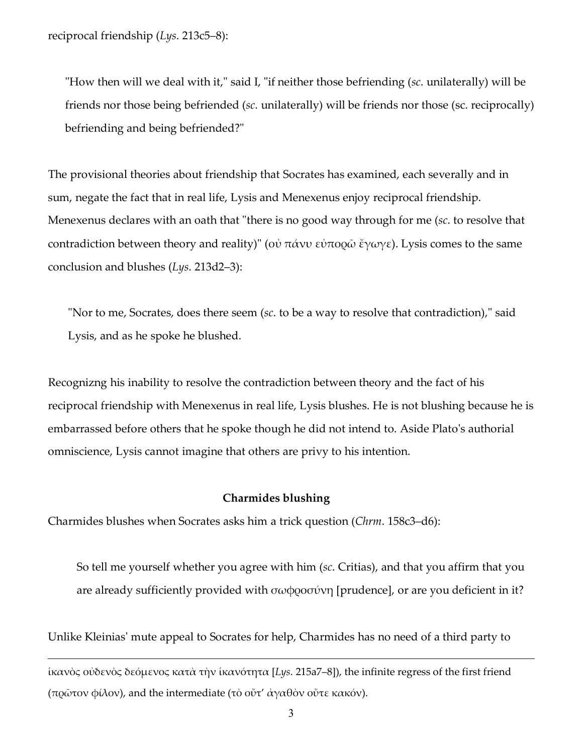reciprocal friendship (*Lys*. 213c5–8):

> "How then will we deal with it," said I, "if neither those befriending (*sc*. unilaterally) will be friends nor those being befriended (*sc*. unilaterally) will be friends nor those (sc. reciprocally) befriending and being befriended?"

The provisional theories about friendship that Socrates has examined, each severally and in sum, negate the fact that in real life, Lysis and Menexenus enjoy reciprocal friendship. Menexenus declares with an oath that "there is no good way through for me (*sc*. to resolve that contradiction between theory and reality)" (οὐ πάνυ εὐπορῶ ἔγωγε). Lysis comes to the same conclusion and blushes (*Lys*. 213d2–3):

> "Nor to me, Socrates, does there seem (*sc*. to be a way to resolve that contradiction)," said Lysis, and as he spoke he blushed.

Recognizng his inability to resolve the contradiction between theory and the fact of his reciprocal friendship with Menexenus in real life, Lysis blushes. He is not blushing because he is embarrassed before others that he spoke though he did not intend to. Aside Plato's authorial omniscience, Lysis cannot imagine that others are privy to his intention.

**Charmides blushing**

Charmides blushes when Socrates asks him a trick question (*Chrm*. 158c3–d6):

> So tell me yourself whether you agree with him (*sc*. Critias), and that you affirm that you are already sufficiently provided with σωφροσύνη [prudence], or are you deficient in it?

Unlike Kleinias' mute appeal to Socrates for help, Charmides has no need of a third party to

---

ἱκανὸς οὐδενὸς δεόμενος κατὰ τὴν ἱκανότητα [*Lys*. 215a7–8]), the infinite regress of the first friend (πρῶτον φίλον), and the intermediate (τὸ οὔτ' ἀγαθὸν οὔτε κακόν).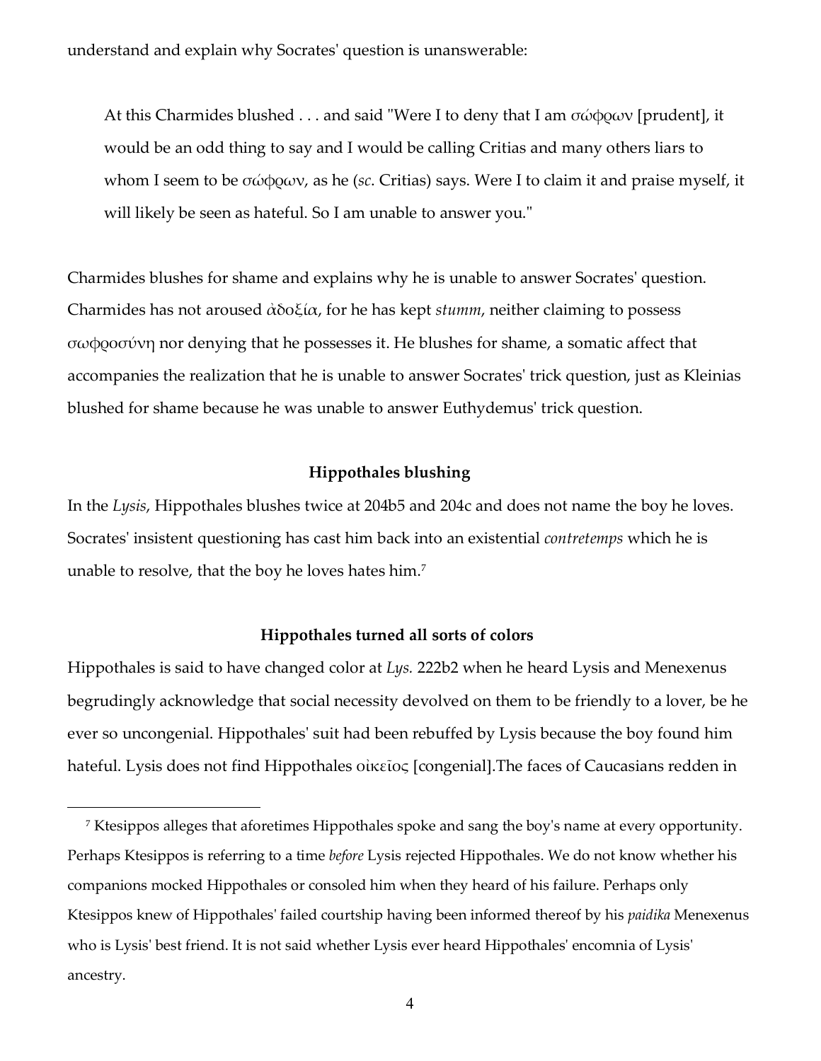understand and explain why Socrates' question is unanswerable:

> At this Charmides blushed . . . and said "Were I to deny that I am σώφρων [prudent], it would be an odd thing to say and I would be calling Critias and many others liars to whom I seem to be σώφρων, as he (*sc*. Critias) says. Were I to claim it and praise myself, it will likely be seen as hateful. So I am unable to answer you."

Charmides blushes for shame and explains why he is unable to answer Socrates' question. Charmides has not aroused ἀδοξία, for he has kept *stumm*, neither claiming to possess σωφροσύνη nor denying that he possesses it. He blushes for shame, a somatic affect that accompanies the realization that he is unable to answer Socrates' trick question, just as Kleinias blushed for shame because he was unable to answer Euthydemus' trick question.

### Hippothales blushing

In the *Lysis*, Hippothales blushes twice at 204b5 and 204c and does not name the boy he loves. Socrates' insistent questioning has cast him back into an existential *contretemps* which he is unable to resolve, that the boy he loves hates him.[7]

### Hippothales turned all sorts of colors

Hippothales is said to have changed color at *Lys.* 222b2 when he heard Lysis and Menexenus begrudingly acknowledge that social necessity devolved on them to be friendly to a lover, be he ever so uncongenial. Hippothales' suit had been rebuffed by Lysis because the boy found him hateful. Lysis does not find Hippothales οἰκεῖος [congenial].The faces of Caucasians redden in

---

[7] Ktesippos alleges that aforetimes Hippothales spoke and sang the boy's name at every opportunity. Perhaps Ktesippos is referring to a time *before* Lysis rejected Hippothales. We do not know whether his companions mocked Hippothales or consoled him when they heard of his failure. Perhaps only Ktesippos knew of Hippothales' failed courtship having been informed thereof by his *paidika* Menexenus who is Lysis' best friend. It is not said whether Lysis ever heard Hippothales' encomnia of Lysis' ancestry.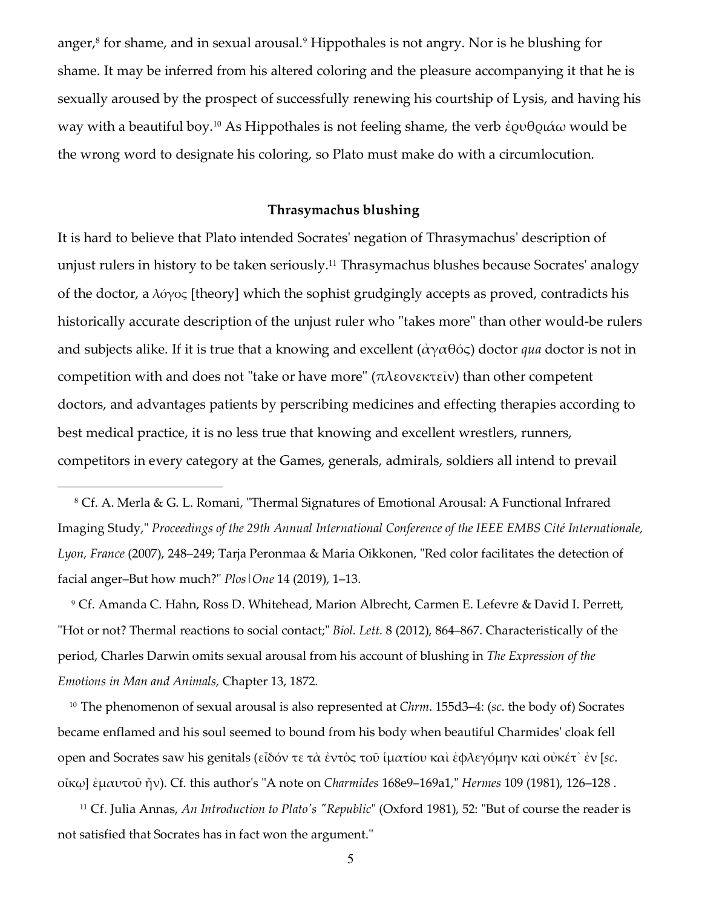anger,[8] for shame, and in sexual arousal.[9] Hippothales is not angry. Nor is he blushing for shame. It may be inferred from his altered coloring and the pleasure accompanying it that he is sexually aroused by the prospect of successfully renewing his courtship of Lysis, and having his way with a beautiful boy.[10] As Hippothales is not feeling shame, the verb ἐρυθριάω would be the wrong word to designate his coloring, so Plato must make do with a circumlocution.

### Thrasymachus blushing

It is hard to believe that Plato intended Socrates' negation of Thrasymachus' description of unjust rulers in history to be taken seriously.[11] Thrasymachus blushes because Socrates' analogy of the doctor, a λόγος [theory] which the sophist grudgingly accepts as proved, contradicts his historically accurate description of the unjust ruler who "takes more" than other would-be rulers and subjects alike. If it is true that a knowing and excellent (ἀγαθός) doctor *qua* doctor is not in competition with and does not "take or have more" (πλεονεκτεῖν) than other competent doctors, and advantages patients by perscribing medicines and effecting therapies according to best medical practice, it is no less true that knowing and excellent wrestlers, runners, competitors in every category at the Games, generals, admirals, soldiers all intend to prevail

---

[8] Cf. A. Merla & G. L. Romani, "Thermal Signatures of Emotional Arousal: A Functional Infrared Imaging Study," *Proceedings of the 29th Annual International Conference of the IEEE EMBS Cité Internationale, Lyon, France* (2007), 248–249; Tarja Peronmaa & Maria Oikkonen, "Red color facilitates the detection of facial anger–But how much?" *Plos|One* 14 (2019), 1–13.

[9] Cf. Amanda C. Hahn, Ross D. Whitehead, Marion Albrecht, Carmen E. Lefevre & David I. Perrett, "Hot or not? Thermal reactions to social contact;" *Biol. Lett.* 8 (2012), 864–867. Characteristically of the period, Charles Darwin omits sexual arousal from his account of blushing in *The Expression of the Emotions in Man and Animals,* Chapter 13, 1872.

[10] The phenomenon of sexual arousal is also represented at *Chrm.* 155d3–4: (*sc.* the body of) Socrates became enflamed and his soul seemed to bound from his body when beautiful Charmides' cloak fell open and Socrates saw his genitals (εἶδόν τε τὰ ἐντὸς τοῦ ἱματίου καὶ ἐφλεγόμην καὶ οὐκέτ᾽ ἐν [*sc.* οἴκῳ] ἐμαυτοῦ ἦν). Cf. this author's "A note on *Charmides* 168e9–169a1," *Hermes* 109 (1981), 126–128 .

[11] Cf. Julia Annas, *An Introduction to Plato's "Republic"* (Oxford 1981), 52: "But of course the reader is not satisfied that Socrates has in fact won the argument."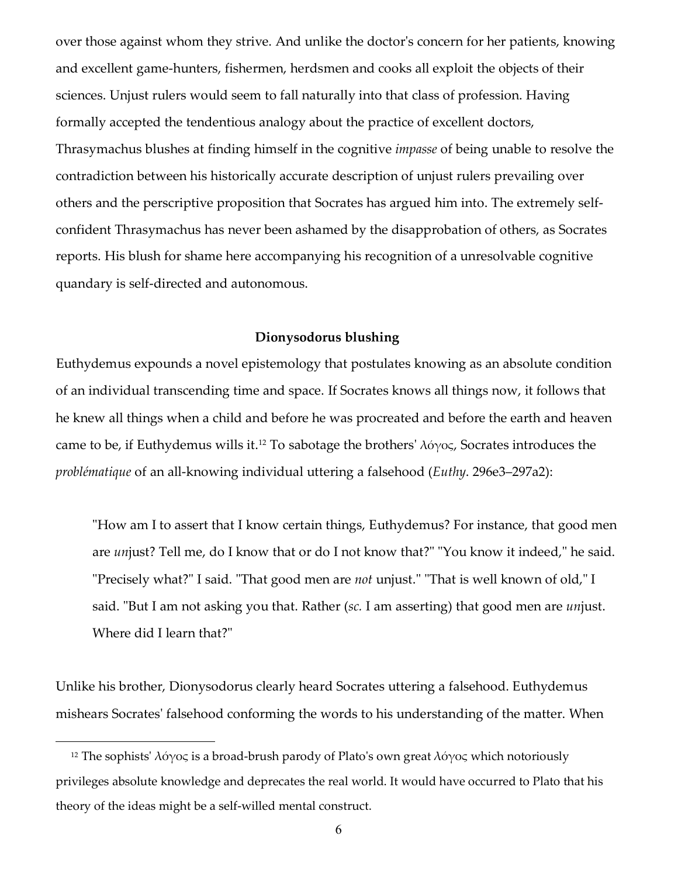over those against whom they strive. And unlike the doctor's concern for her patients, knowing and excellent game-hunters, fishermen, herdsmen and cooks all exploit the objects of their sciences. Unjust rulers would seem to fall naturally into that class of profession. Having formally accepted the tendentious analogy about the practice of excellent doctors, Thrasymachus blushes at finding himself in the cognitive *impasse* of being unable to resolve the contradiction between his historically accurate description of unjust rulers prevailing over others and the perscriptive proposition that Socrates has argued him into. The extremely self-confident Thrasymachus has never been ashamed by the disapprobation of others, as Socrates reports. His blush for shame here accompanying his recognition of a unresolvable cognitive quandary is self-directed and autonomous.

### Dionysodorus blushing

Euthydemus expounds a novel epistemology that postulates knowing as an absolute condition of an individual transcending time and space. If Socrates knows all things now, it follows that he knew all things when a child and before he was procreated and before the earth and heaven came to be, if Euthydemus wills it.[12] To sabotage the brothers' λόγος, Socrates introduces the *problématique* of an all-knowing individual uttering a falsehood (*Euthy*. 296e3–297a2):

> "How am I to assert that I know certain things, Euthydemus? For instance, that good men are *un*just? Tell me, do I know that or do I not know that?" "You know it indeed," he said. "Precisely what?" I said. "That good men are *not* unjust." "That is well known of old," I said. "But I am not asking you that. Rather (*sc.* I am asserting) that good men are *un*just. Where did I learn that?"

Unlike his brother, Dionysodorus clearly heard Socrates uttering a falsehood. Euthydemus mishears Socrates' falsehood conforming the words to his understanding of the matter. When

[12] The sophists' λόγος is a broad-brush parody of Plato's own great λόγος which notoriously privileges absolute knowledge and deprecates the real world. It would have occurred to Plato that his theory of the ideas might be a self-willed mental construct.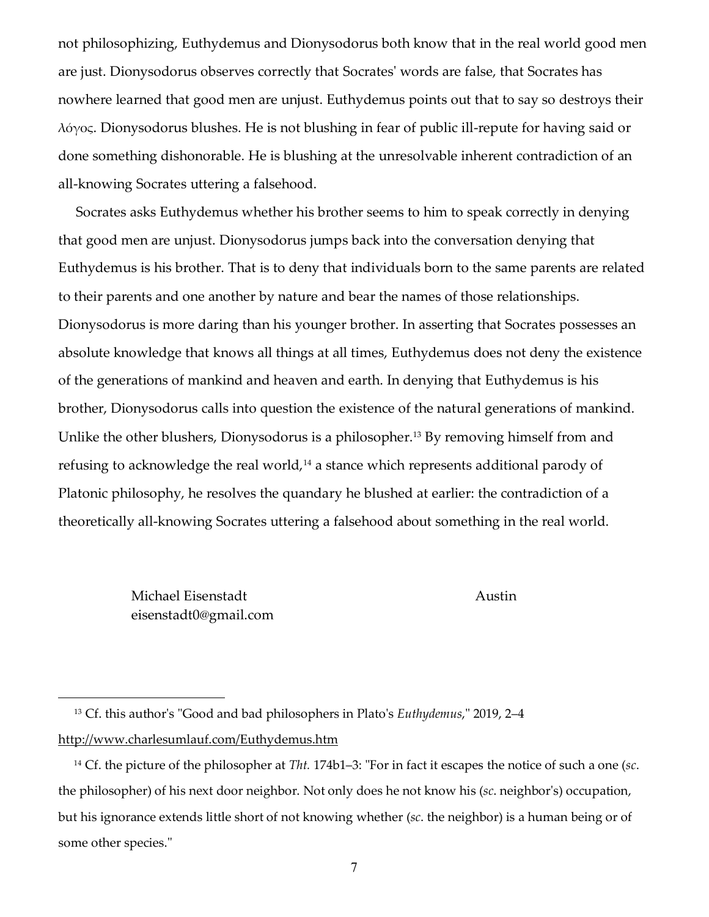not philosophizing, Euthydemus and Dionysodorus both know that in the real world good men are just. Dionysodorus observes correctly that Socrates' words are false, that Socrates has nowhere learned that good men are unjust. Euthydemus points out that to say so destroys their λόγος. Dionysodorus blushes. He is not blushing in fear of public ill-repute for having said or done something dishonorable. He is blushing at the unresolvable inherent contradiction of an all-knowing Socrates uttering a falsehood.

Socrates asks Euthydemus whether his brother seems to him to speak correctly in denying that good men are unjust. Dionysodorus jumps back into the conversation denying that Euthydemus is his brother. That is to deny that individuals born to the same parents are related to their parents and one another by nature and bear the names of those relationships. Dionysodorus is more daring than his younger brother. In asserting that Socrates possesses an absolute knowledge that knows all things at all times, Euthydemus does not deny the existence of the generations of mankind and heaven and earth. In denying that Euthydemus is his brother, Dionysodorus calls into question the existence of the natural generations of mankind. Unlike the other blushers, Dionysodorus is a philosopher.[13] By removing himself from and refusing to acknowledge the real world,[14] a stance which represents additional parody of Platonic philosophy, he resolves the quandary he blushed at earlier: the contradiction of a theoretically all-knowing Socrates uttering a falsehood about something in the real world.

Michael Eisenstadt
eisenstadt0@gmail.com

Austin

---

[13] Cf. this author's "Good and bad philosophers in Plato's *Euthydemus*," 2019, 2–4 http://www.charlesumlauf.com/Euthydemus.htm

[14] Cf. the picture of the philosopher at *Tht.* 174b1–3: "For in fact it escapes the notice of such a one (*sc*. the philosopher) of his next door neighbor. Not only does he not know his (*sc*. neighbor's) occupation, but his ignorance extends little short of not knowing whether (*sc*. the neighbor) is a human being or of some other species."